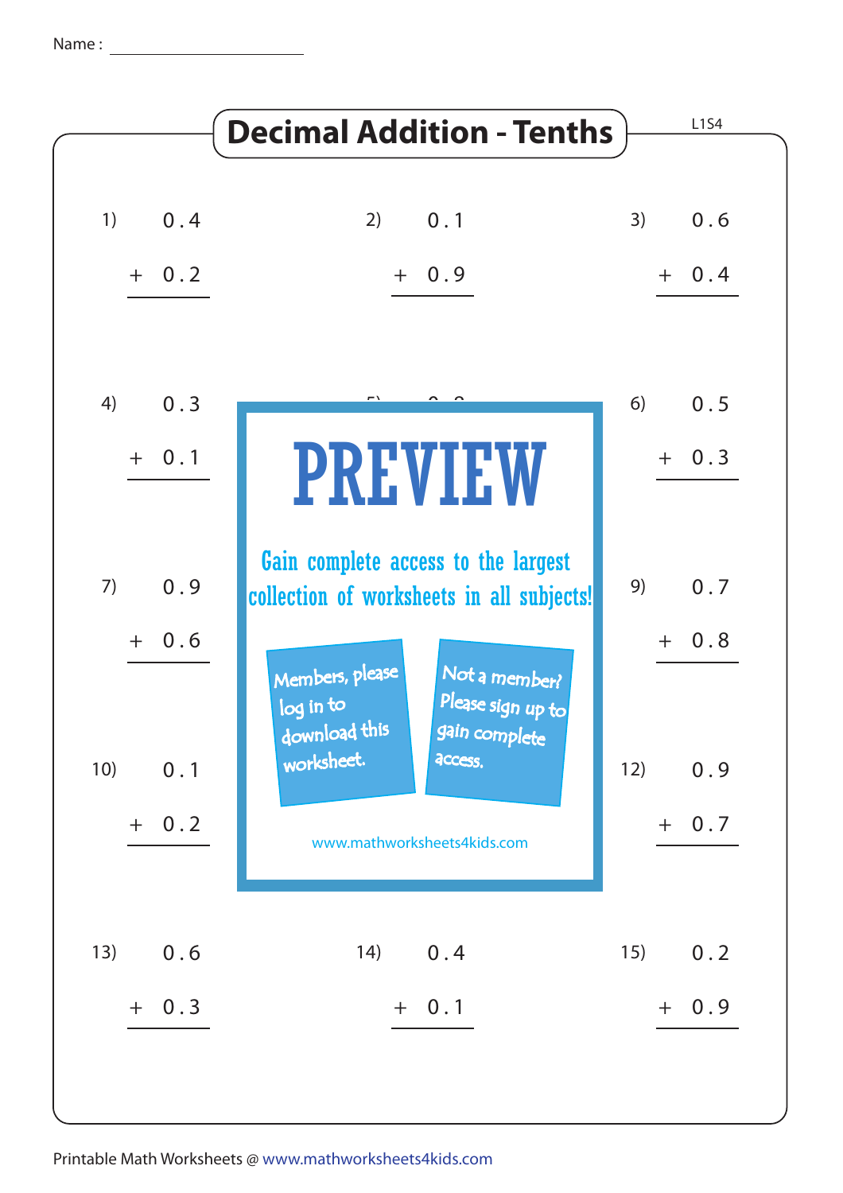Name : ____________________

# Decimal Addition - Tenths

L1S4

1) $0.4 + 0.2$

2) $0.1 + 0.9$

3) $0.6 + 0.4$

4) $0.3 + 0.1$

5)

6) $0.5 + 0.3$

7) $0.9 + 0.6$

9) $0.7 + 0.8$

10) $0.1 + 0.2$

12) $0.9 + 0.7$

13) $0.6 + 0.3$

14) $0.4 + 0.1$

15) $0.2 + 0.9$

**PREVIEW**

Gain complete access to the largest collection of worksheets in all subjects!

Members, please log in to download this worksheet.

Not a member? Please sign up to gain complete access.

www.mathworksheets4kids.com

Printable Math Worksheets @ www.mathworksheets4kids.com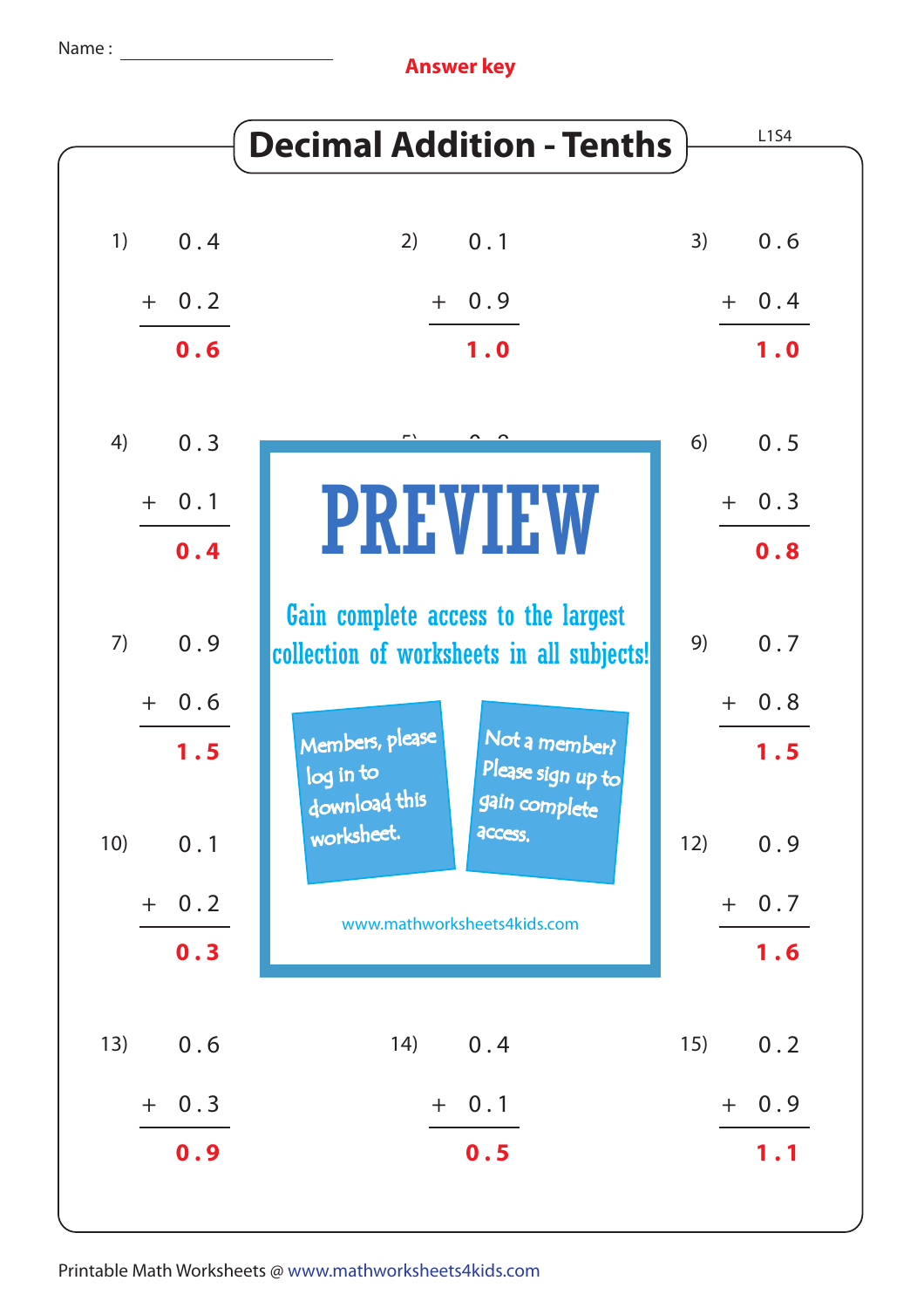Name : ____________________

**Answer key**

# Decimal Addition - Tenths

L1S4

1) $0.4 + 0.2 = $ **0.6**

2) $0.1 + 0.9 = $ **1.0**

3) $0.6 + 0.4 = $ **1.0**

4) $0.3 + 0.1 = $ **0.4**

6) $0.5 + 0.3 = $ **0.8**

7) $0.9 + 0.6 = $ **1.5**

9) $0.7 + 0.8 = $ **1.5**

10) $0.1 + 0.2 = $ **0.3**

12) $0.9 + 0.7 = $ **1.6**

13) $0.6 + 0.3 = $ **0.9**

14) $0.4 + 0.1 = $ **0.5**

15) $0.2 + 0.9 = $ **1.1**

PREVIEW

Gain complete access to the largest collection of worksheets in all subjects!

Members, please log in to download this worksheet.

Not a member? Please sign up to gain complete access.

www.mathworksheets4kids.com

Printable Math Worksheets @ www.mathworksheets4kids.com